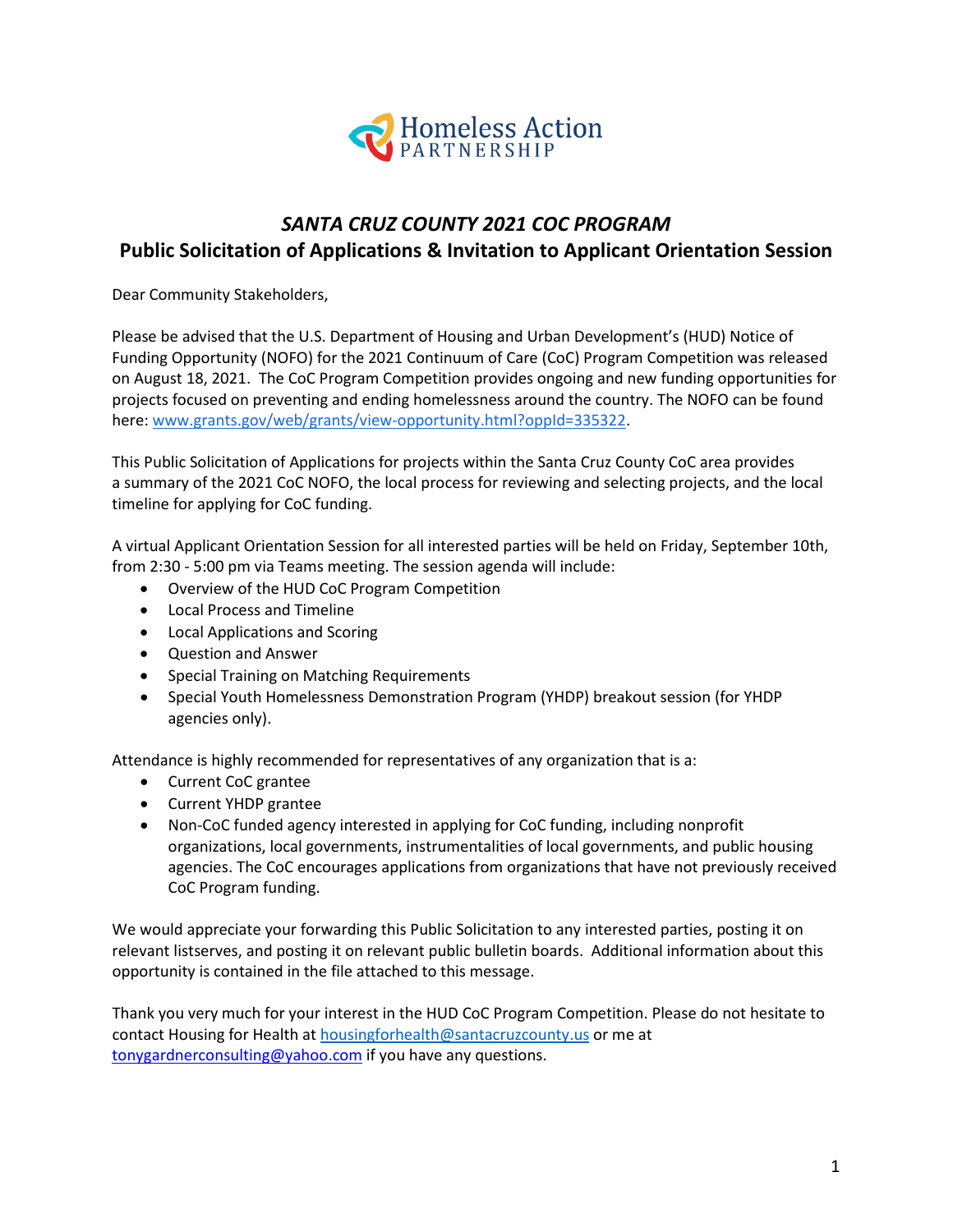Homeless Action PARTNERSHIP

# *SANTA CRUZ COUNTY 2021 COC PROGRAM*

## Public Solicitation of Applications & Invitation to Applicant Orientation Session

Dear Community Stakeholders,

Please be advised that the U.S. Department of Housing and Urban Development's (HUD) Notice of Funding Opportunity (NOFO) for the 2021 Continuum of Care (CoC) Program Competition was released on August 18, 2021. The CoC Program Competition provides ongoing and new funding opportunities for projects focused on preventing and ending homelessness around the country. The NOFO can be found here: [www.grants.gov/web/grants/view-opportunity.html?oppId=335322](www.grants.gov/web/grants/view-opportunity.html?oppId=335322).

This Public Solicitation of Applications for projects within the Santa Cruz County CoC area provides a summary of the 2021 CoC NOFO, the local process for reviewing and selecting projects, and the local timeline for applying for CoC funding.

A virtual Applicant Orientation Session for all interested parties will be held on Friday, September 10th, from 2:30 - 5:00 pm via Teams meeting. The session agenda will include:

- Overview of the HUD CoC Program Competition
- Local Process and Timeline
- Local Applications and Scoring
- Question and Answer
- Special Training on Matching Requirements
- Special Youth Homelessness Demonstration Program (YHDP) breakout session (for YHDP agencies only).

Attendance is highly recommended for representatives of any organization that is a:

- Current CoC grantee
- Current YHDP grantee
- Non-CoC funded agency interested in applying for CoC funding, including nonprofit organizations, local governments, instrumentalities of local governments, and public housing agencies. The CoC encourages applications from organizations that have not previously received CoC Program funding.

We would appreciate your forwarding this Public Solicitation to any interested parties, posting it on relevant listserves, and posting it on relevant public bulletin boards. Additional information about this opportunity is contained in the file attached to this message.

Thank you very much for your interest in the HUD CoC Program Competition. Please do not hesitate to contact Housing for Health at housingforhealth@santacruzcounty.us or me at tonygardnerconsulting@yahoo.com if you have any questions.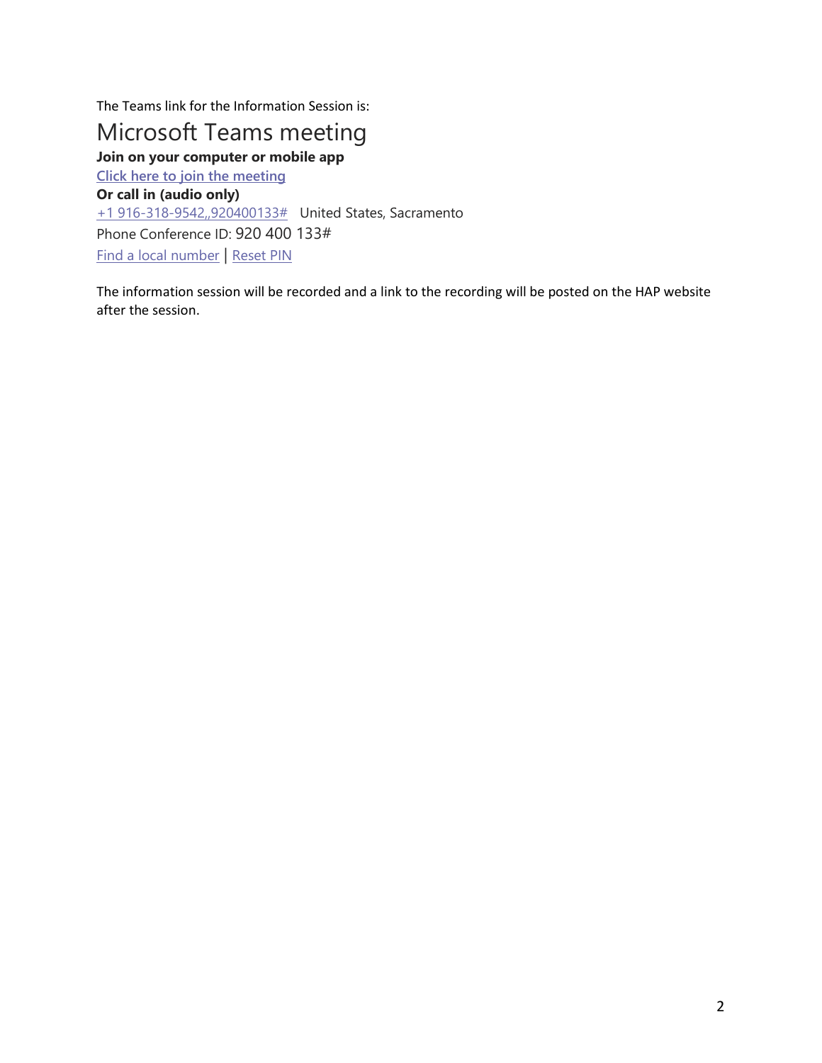The Teams link for the Information Session is:

# Microsoft Teams meeting

**Join on your computer or mobile app**

**Click here to join the meeting**

**Or call in (audio only)**

+1 916-318-9542,,920400133#   United States, Sacramento

Phone Conference ID: 920 400 133#

Find a local number | Reset PIN

The information session will be recorded and a link to the recording will be posted on the HAP website after the session.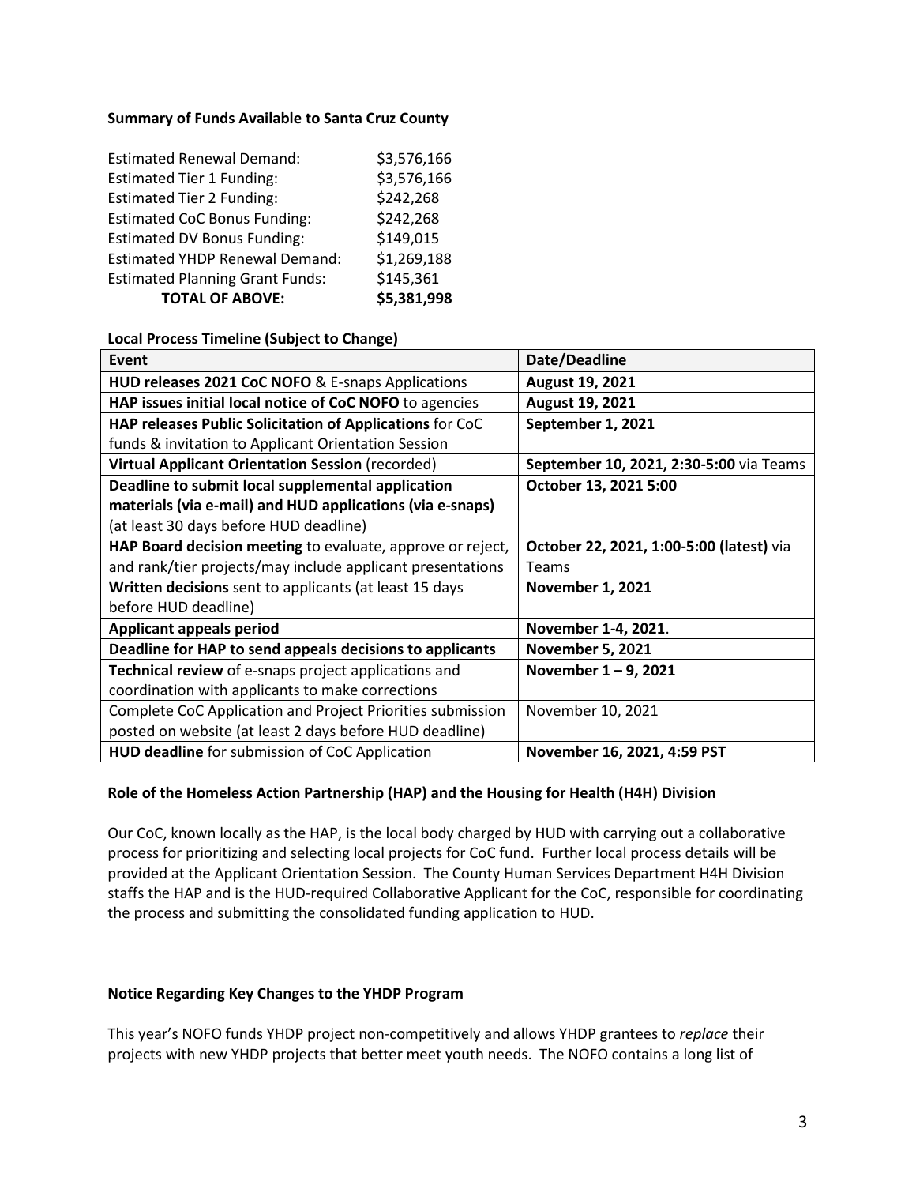**Summary of Funds Available to Santa Cruz County**

| | |
|---|---|
| Estimated Renewal Demand: | $3,576,166 |
| Estimated Tier 1 Funding: | $3,576,166 |
| Estimated Tier 2 Funding: | $242,268 |
| Estimated CoC Bonus Funding: | $242,268 |
| Estimated DV Bonus Funding: | $149,015 |
| Estimated YHDP Renewal Demand: | $1,269,188 |
| Estimated Planning Grant Funds: | $145,361 |
| **TOTAL OF ABOVE:** | **$5,381,998** |

**Local Process Timeline (Subject to Change)**

| Event | Date/Deadline |
|---|---|
| **HUD releases 2021 CoC NOFO** & E-snaps Applications | **August 19, 2021** |
| **HAP issues initial local notice of CoC NOFO** to agencies | **August 19, 2021** |
| **HAP releases Public Solicitation of Applications** for CoC funds & invitation to Applicant Orientation Session | **September 1, 2021** |
| **Virtual Applicant Orientation Session** (recorded) | **September 10, 2021, 2:30-5:00** via Teams |
| **Deadline to submit local supplemental application materials (via e-mail) and HUD applications (via e-snaps)** (at least 30 days before HUD deadline) | **October 13, 2021 5:00** |
| **HAP Board decision meeting** to evaluate, approve or reject, and rank/tier projects/may include applicant presentations | **October 22, 2021, 1:00-5:00 (latest)** via Teams |
| **Written decisions** sent to applicants (at least 15 days before HUD deadline) | **November 1, 2021** |
| **Applicant appeals period** | **November 1-4, 2021**. |
| **Deadline for HAP to send appeals decisions to applicants** | **November 5, 2021** |
| **Technical review** of e-snaps project applications and coordination with applicants to make corrections | **November 1 – 9, 2021** |
| Complete CoC Application and Project Priorities submission posted on website (at least 2 days before HUD deadline) | November 10, 2021 |
| **HUD deadline** for submission of CoC Application | **November 16, 2021, 4:59 PST** |

**Role of the Homeless Action Partnership (HAP) and the Housing for Health (H4H) Division**

Our CoC, known locally as the HAP, is the local body charged by HUD with carrying out a collaborative process for prioritizing and selecting local projects for CoC fund. Further local process details will be provided at the Applicant Orientation Session. The County Human Services Department H4H Division staffs the HAP and is the HUD-required Collaborative Applicant for the CoC, responsible for coordinating the process and submitting the consolidated funding application to HUD.

**Notice Regarding Key Changes to the YHDP Program**

This year's NOFO funds YHDP project non-competitively and allows YHDP grantees to *replace* their projects with new YHDP projects that better meet youth needs. The NOFO contains a long list of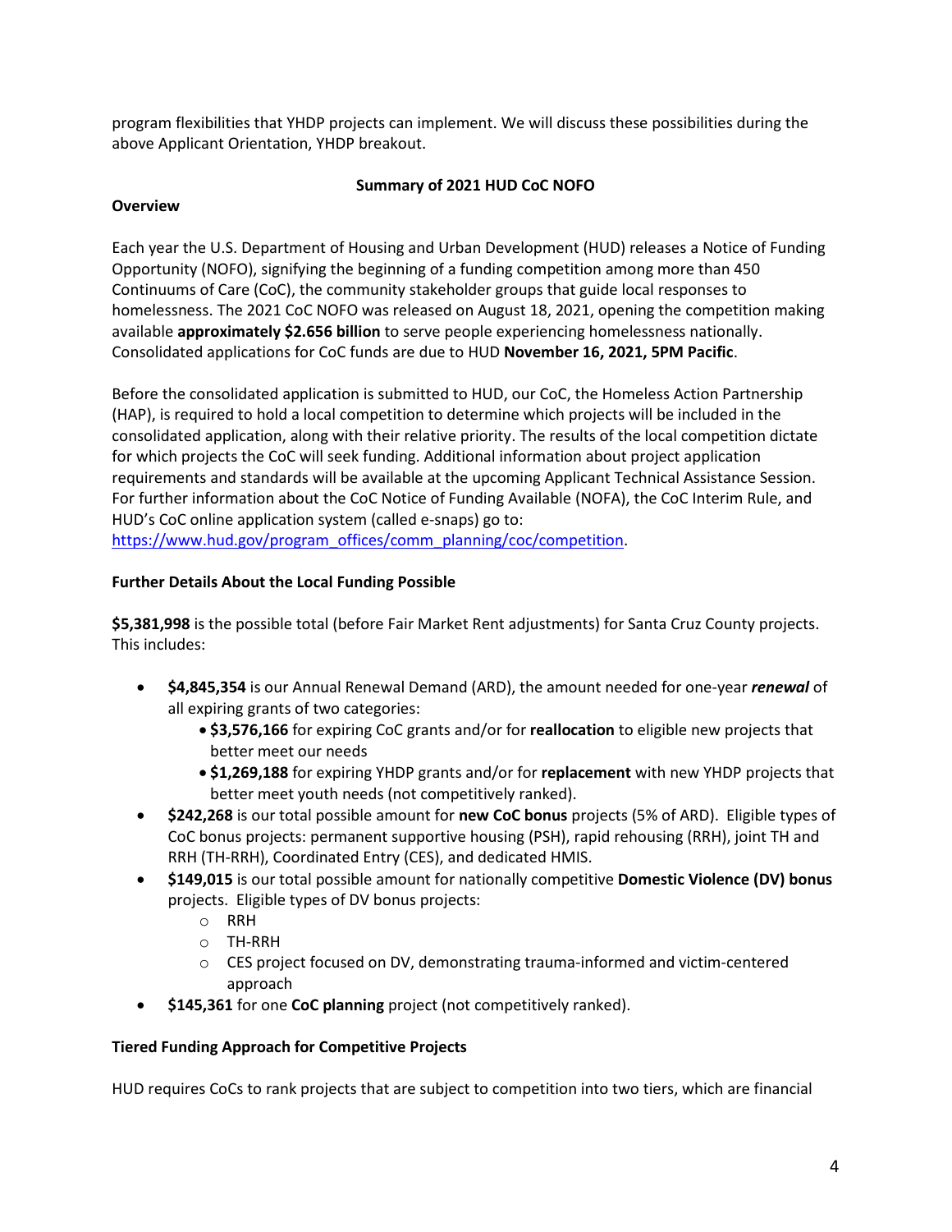program flexibilities that YHDP projects can implement. We will discuss these possibilities during the above Applicant Orientation, YHDP breakout.

## Summary of 2021 HUD CoC NOFO

### Overview

Each year the U.S. Department of Housing and Urban Development (HUD) releases a Notice of Funding Opportunity (NOFO), signifying the beginning of a funding competition among more than 450 Continuums of Care (CoC), the community stakeholder groups that guide local responses to homelessness. The 2021 CoC NOFO was released on August 18, 2021, opening the competition making available **approximately $2.656 billion** to serve people experiencing homelessness nationally. Consolidated applications for CoC funds are due to HUD **November 16, 2021, 5PM Pacific**.

Before the consolidated application is submitted to HUD, our CoC, the Homeless Action Partnership (HAP), is required to hold a local competition to determine which projects will be included in the consolidated application, along with their relative priority. The results of the local competition dictate for which projects the CoC will seek funding. Additional information about project application requirements and standards will be available at the upcoming Applicant Technical Assistance Session. For further information about the CoC Notice of Funding Available (NOFA), the CoC Interim Rule, and HUD's CoC online application system (called e-snaps) go to: https://www.hud.gov/program_offices/comm_planning/coc/competition.

### Further Details About the Local Funding Possible

**$5,381,998** is the possible total (before Fair Market Rent adjustments) for Santa Cruz County projects. This includes:

- **$4,845,354** is our Annual Renewal Demand (ARD), the amount needed for one-year ***renewal*** of all expiring grants of two categories:
  - **$3,576,166** for expiring CoC grants and/or for **reallocation** to eligible new projects that better meet our needs
  - **$1,269,188** for expiring YHDP grants and/or for **replacement** with new YHDP projects that better meet youth needs (not competitively ranked).
- **$242,268** is our total possible amount for **new CoC bonus** projects (5% of ARD). Eligible types of CoC bonus projects: permanent supportive housing (PSH), rapid rehousing (RRH), joint TH and RRH (TH-RRH), Coordinated Entry (CES), and dedicated HMIS.
- **$149,015** is our total possible amount for nationally competitive **Domestic Violence (DV) bonus** projects. Eligible types of DV bonus projects:
  - RRH
  - TH-RRH
  - CES project focused on DV, demonstrating trauma-informed and victim-centered approach
- **$145,361** for one **CoC planning** project (not competitively ranked).

### Tiered Funding Approach for Competitive Projects

HUD requires CoCs to rank projects that are subject to competition into two tiers, which are financial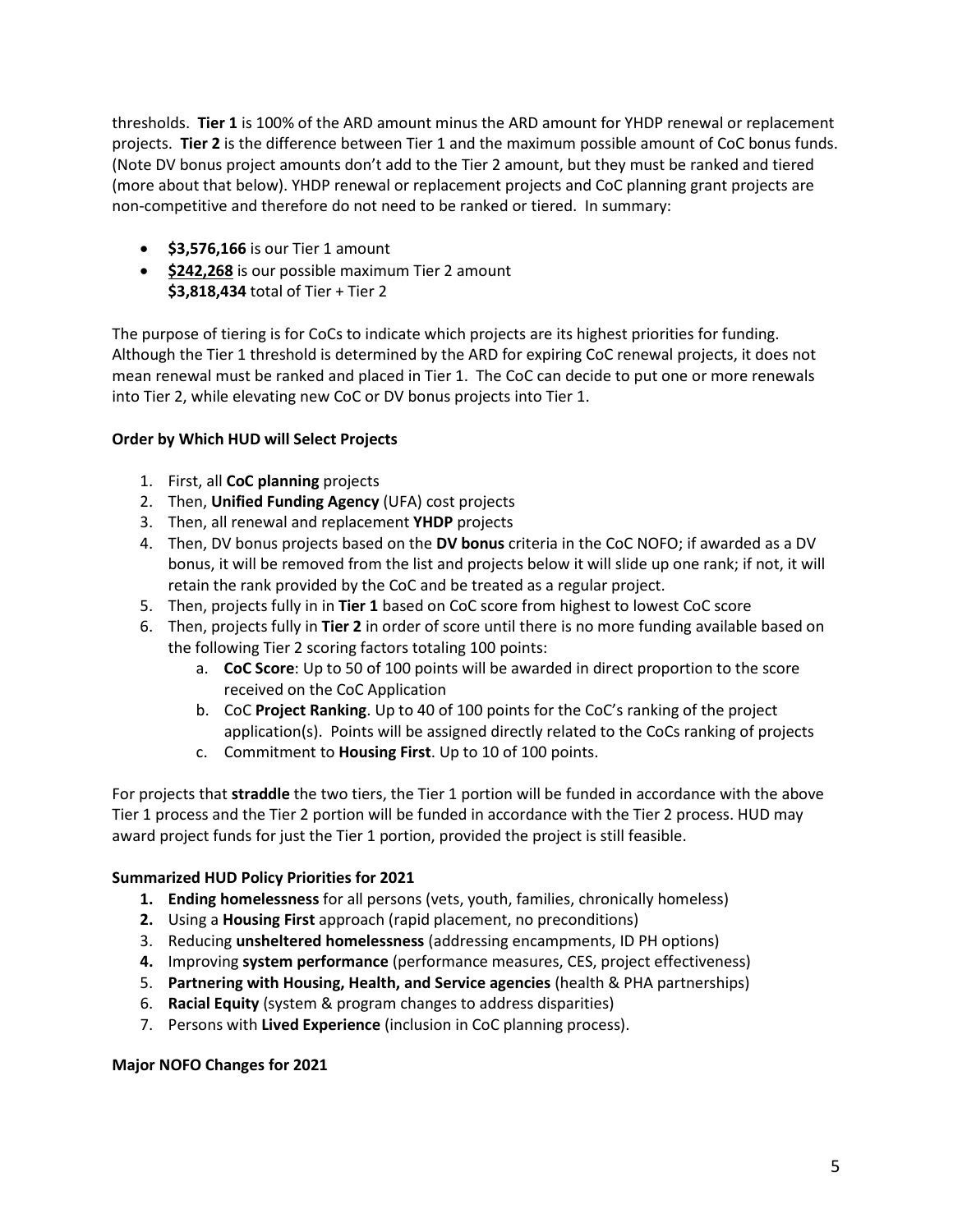thresholds. **Tier 1** is 100% of the ARD amount minus the ARD amount for YHDP renewal or replacement projects. **Tier 2** is the difference between Tier 1 and the maximum possible amount of CoC bonus funds. (Note DV bonus project amounts don't add to the Tier 2 amount, but they must be ranked and tiered (more about that below). YHDP renewal or replacement projects and CoC planning grant projects are non-competitive and therefore do not need to be ranked or tiered. In summary:

- **$3,576,166** is our Tier 1 amount
- **<u>$242,268</u>** is our possible maximum Tier 2 amount
  **$3,818,434** total of Tier + Tier 2

The purpose of tiering is for CoCs to indicate which projects are its highest priorities for funding. Although the Tier 1 threshold is determined by the ARD for expiring CoC renewal projects, it does not mean renewal must be ranked and placed in Tier 1. The CoC can decide to put one or more renewals into Tier 2, while elevating new CoC or DV bonus projects into Tier 1.

**Order by Which HUD will Select Projects**

1. First, all **CoC planning** projects
2. Then, **Unified Funding Agency** (UFA) cost projects
3. Then, all renewal and replacement **YHDP** projects
4. Then, DV bonus projects based on the **DV bonus** criteria in the CoC NOFO; if awarded as a DV bonus, it will be removed from the list and projects below it will slide up one rank; if not, it will retain the rank provided by the CoC and be treated as a regular project.
5. Then, projects fully in in **Tier 1** based on CoC score from highest to lowest CoC score
6. Then, projects fully in **Tier 2** in order of score until there is no more funding available based on the following Tier 2 scoring factors totaling 100 points:
   a. **CoC Score**: Up to 50 of 100 points will be awarded in direct proportion to the score received on the CoC Application
   b. CoC **Project Ranking**. Up to 40 of 100 points for the CoC's ranking of the project application(s). Points will be assigned directly related to the CoCs ranking of projects
   c. Commitment to **Housing First**. Up to 10 of 100 points.

For projects that **straddle** the two tiers, the Tier 1 portion will be funded in accordance with the above Tier 1 process and the Tier 2 portion will be funded in accordance with the Tier 2 process. HUD may award project funds for just the Tier 1 portion, provided the project is still feasible.

**Summarized HUD Policy Priorities for 2021**

1. **Ending homelessness** for all persons (vets, youth, families, chronically homeless)
2. Using a **Housing First** approach (rapid placement, no preconditions)
3. Reducing **unsheltered homelessness** (addressing encampments, ID PH options)
4. Improving **system performance** (performance measures, CES, project effectiveness)
5. **Partnering with Housing, Health, and Service agencies** (health & PHA partnerships)
6. **Racial Equity** (system & program changes to address disparities)
7. Persons with **Lived Experience** (inclusion in CoC planning process).

**Major NOFO Changes for 2021**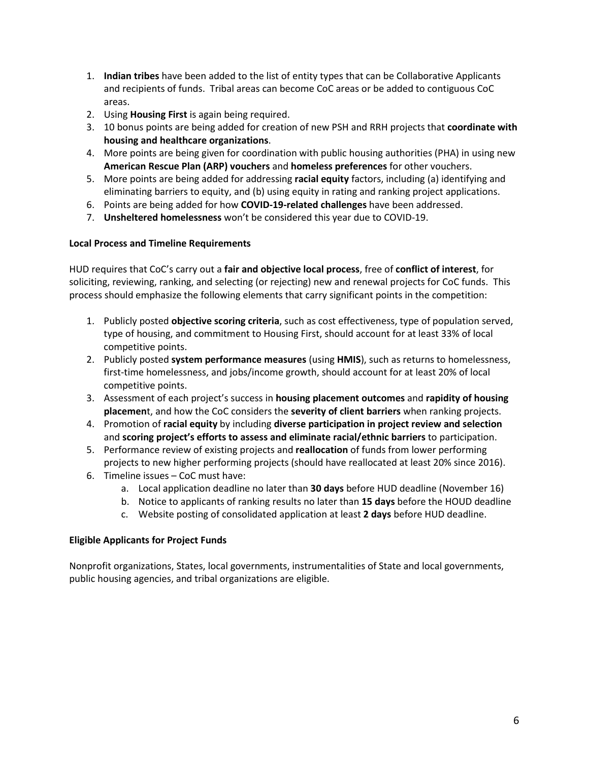1. **Indian tribes** have been added to the list of entity types that can be Collaborative Applicants and recipients of funds. Tribal areas can become CoC areas or be added to contiguous CoC areas.
2. Using **Housing First** is again being required.
3. 10 bonus points are being added for creation of new PSH and RRH projects that **coordinate with housing and healthcare organizations**.
4. More points are being given for coordination with public housing authorities (PHA) in using new **American Rescue Plan (ARP) vouchers** and **homeless preferences** for other vouchers.
5. More points are being added for addressing **racial equity** factors, including (a) identifying and eliminating barriers to equity, and (b) using equity in rating and ranking project applications.
6. Points are being added for how **COVID-19-related challenges** have been addressed.
7. **Unsheltered homelessness** won't be considered this year due to COVID-19.

**Local Process and Timeline Requirements**

HUD requires that CoC's carry out a **fair and objective local process**, free of **conflict of interest**, for soliciting, reviewing, ranking, and selecting (or rejecting) new and renewal projects for CoC funds. This process should emphasize the following elements that carry significant points in the competition:

1. Publicly posted **objective scoring criteria**, such as cost effectiveness, type of population served, type of housing, and commitment to Housing First, should account for at least 33% of local competitive points.
2. Publicly posted **system performance measures** (using **HMIS**), such as returns to homelessness, first-time homelessness, and jobs/income growth, should account for at least 20% of local competitive points.
3. Assessment of each project's success in **housing placement outcomes** and **rapidity of housing placemen**t, and how the CoC considers the **severity of client barriers** when ranking projects.
4. Promotion of **racial equity** by including **diverse participation in project review and selection** and **scoring project's efforts to assess and eliminate racial/ethnic barriers** to participation.
5. Performance review of existing projects and **reallocation** of funds from lower performing projects to new higher performing projects (should have reallocated at least 20% since 2016).
6. Timeline issues – CoC must have:
   a. Local application deadline no later than **30 days** before HUD deadline (November 16)
   b. Notice to applicants of ranking results no later than **15 days** before the HOUD deadline
   c. Website posting of consolidated application at least **2 days** before HUD deadline.

**Eligible Applicants for Project Funds**

Nonprofit organizations, States, local governments, instrumentalities of State and local governments, public housing agencies, and tribal organizations are eligible.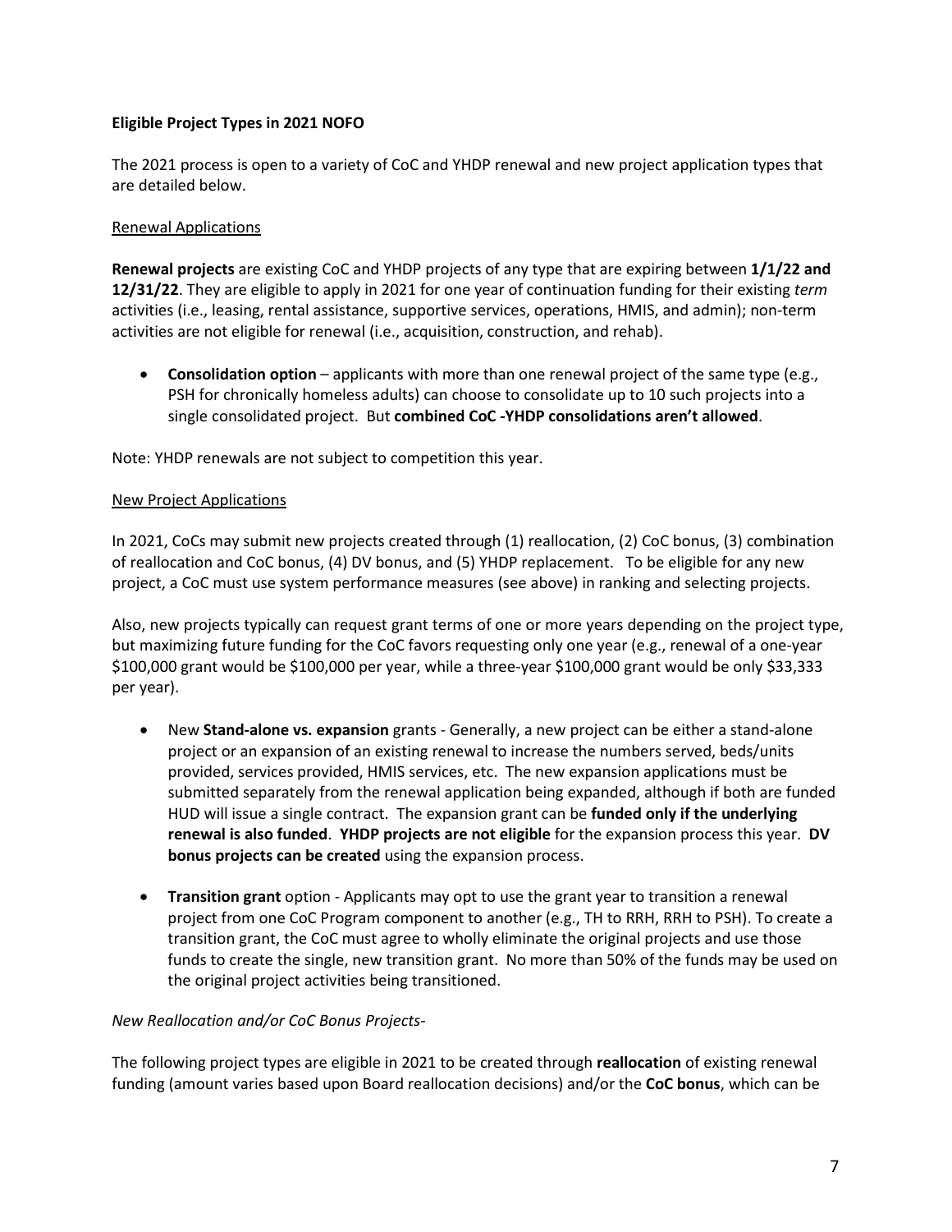**Eligible Project Types in 2021 NOFO**

The 2021 process is open to a variety of CoC and YHDP renewal and new project application types that are detailed below.

<u>Renewal Applications</u>

**Renewal projects** are existing CoC and YHDP projects of any type that are expiring between **1/1/22 and 12/31/22**. They are eligible to apply in 2021 for one year of continuation funding for their existing *term* activities (i.e., leasing, rental assistance, supportive services, operations, HMIS, and admin); non-term activities are not eligible for renewal (i.e., acquisition, construction, and rehab).

- **Consolidation option** – applicants with more than one renewal project of the same type (e.g., PSH for chronically homeless adults) can choose to consolidate up to 10 such projects into a single consolidated project. But **combined CoC -YHDP consolidations aren't allowed**.

Note: YHDP renewals are not subject to competition this year.

<u>New Project Applications</u>

In 2021, CoCs may submit new projects created through (1) reallocation, (2) CoC bonus, (3) combination of reallocation and CoC bonus, (4) DV bonus, and (5) YHDP replacement. To be eligible for any new project, a CoC must use system performance measures (see above) in ranking and selecting projects.

Also, new projects typically can request grant terms of one or more years depending on the project type, but maximizing future funding for the CoC favors requesting only one year (e.g., renewal of a one-year $100,000 grant would be $100,000 per year, while a three-year $100,000 grant would be only $33,333 per year).

- New **Stand-alone vs. expansion** grants - Generally, a new project can be either a stand-alone project or an expansion of an existing renewal to increase the numbers served, beds/units provided, services provided, HMIS services, etc. The new expansion applications must be submitted separately from the renewal application being expanded, although if both are funded HUD will issue a single contract. The expansion grant can be **funded only if the underlying renewal is also funded**. **YHDP projects are not eligible** for the expansion process this year. **DV bonus projects can be created** using the expansion process.

- **Transition grant** option - Applicants may opt to use the grant year to transition a renewal project from one CoC Program component to another (e.g., TH to RRH, RRH to PSH). To create a transition grant, the CoC must agree to wholly eliminate the original projects and use those funds to create the single, new transition grant. No more than 50% of the funds may be used on the original project activities being transitioned.

*New Reallocation and/or CoC Bonus Projects-*

The following project types are eligible in 2021 to be created through **reallocation** of existing renewal funding (amount varies based upon Board reallocation decisions) and/or the **CoC bonus**, which can be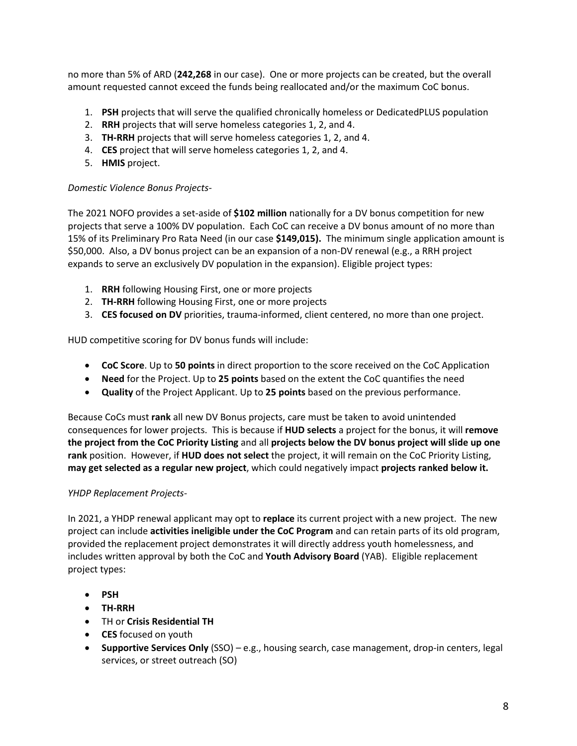no more than 5% of ARD (**242,268** in our case). One or more projects can be created, but the overall amount requested cannot exceed the funds being reallocated and/or the maximum CoC bonus.

1. **PSH** projects that will serve the qualified chronically homeless or DedicatedPLUS population
2. **RRH** projects that will serve homeless categories 1, 2, and 4.
3. **TH-RRH** projects that will serve homeless categories 1, 2, and 4.
4. **CES** project that will serve homeless categories 1, 2, and 4.
5. **HMIS** project.

*Domestic Violence Bonus Projects-*

The 2021 NOFO provides a set-aside of **$102 million** nationally for a DV bonus competition for new projects that serve a 100% DV population. Each CoC can receive a DV bonus amount of no more than 15% of its Preliminary Pro Rata Need (in our case **$149,015).** The minimum single application amount is $50,000. Also, a DV bonus project can be an expansion of a non-DV renewal (e.g., a RRH project expands to serve an exclusively DV population in the expansion). Eligible project types:

1. **RRH** following Housing First, one or more projects
2. **TH-RRH** following Housing First, one or more projects
3. **CES focused on DV** priorities, trauma-informed, client centered, no more than one project.

HUD competitive scoring for DV bonus funds will include:

- **CoC Score**. Up to **50 points** in direct proportion to the score received on the CoC Application
- **Need** for the Project. Up to **25 points** based on the extent the CoC quantifies the need
- **Quality** of the Project Applicant. Up to **25 points** based on the previous performance.

Because CoCs must **rank** all new DV Bonus projects, care must be taken to avoid unintended consequences for lower projects. This is because if **HUD selects** a project for the bonus, it will **remove the project from the CoC Priority Listing** and all **projects below the DV bonus project will slide up one rank** position. However, if **HUD does not select** the project, it will remain on the CoC Priority Listing, **may get selected as a regular new project**, which could negatively impact **projects ranked below it.**

*YHDP Replacement Projects-*

In 2021, a YHDP renewal applicant may opt to **replace** its current project with a new project. The new project can include **activities ineligible under the CoC Program** and can retain parts of its old program, provided the replacement project demonstrates it will directly address youth homelessness, and includes written approval by both the CoC and **Youth Advisory Board** (YAB). Eligible replacement project types:

- **PSH**
- **TH-RRH**
- TH or **Crisis Residential TH**
- **CES** focused on youth
- **Supportive Services Only** (SSO) – e.g., housing search, case management, drop-in centers, legal services, or street outreach (SO)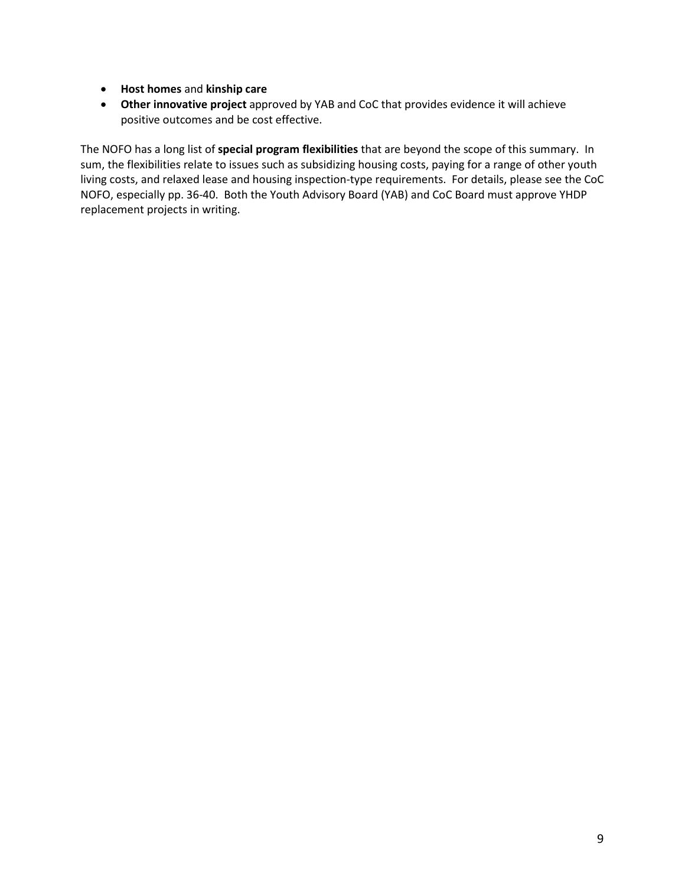- **Host homes** and **kinship care**
- **Other innovative project** approved by YAB and CoC that provides evidence it will achieve positive outcomes and be cost effective.

The NOFO has a long list of **special program flexibilities** that are beyond the scope of this summary. In sum, the flexibilities relate to issues such as subsidizing housing costs, paying for a range of other youth living costs, and relaxed lease and housing inspection-type requirements. For details, please see the CoC NOFO, especially pp. 36-40. Both the Youth Advisory Board (YAB) and CoC Board must approve YHDP replacement projects in writing.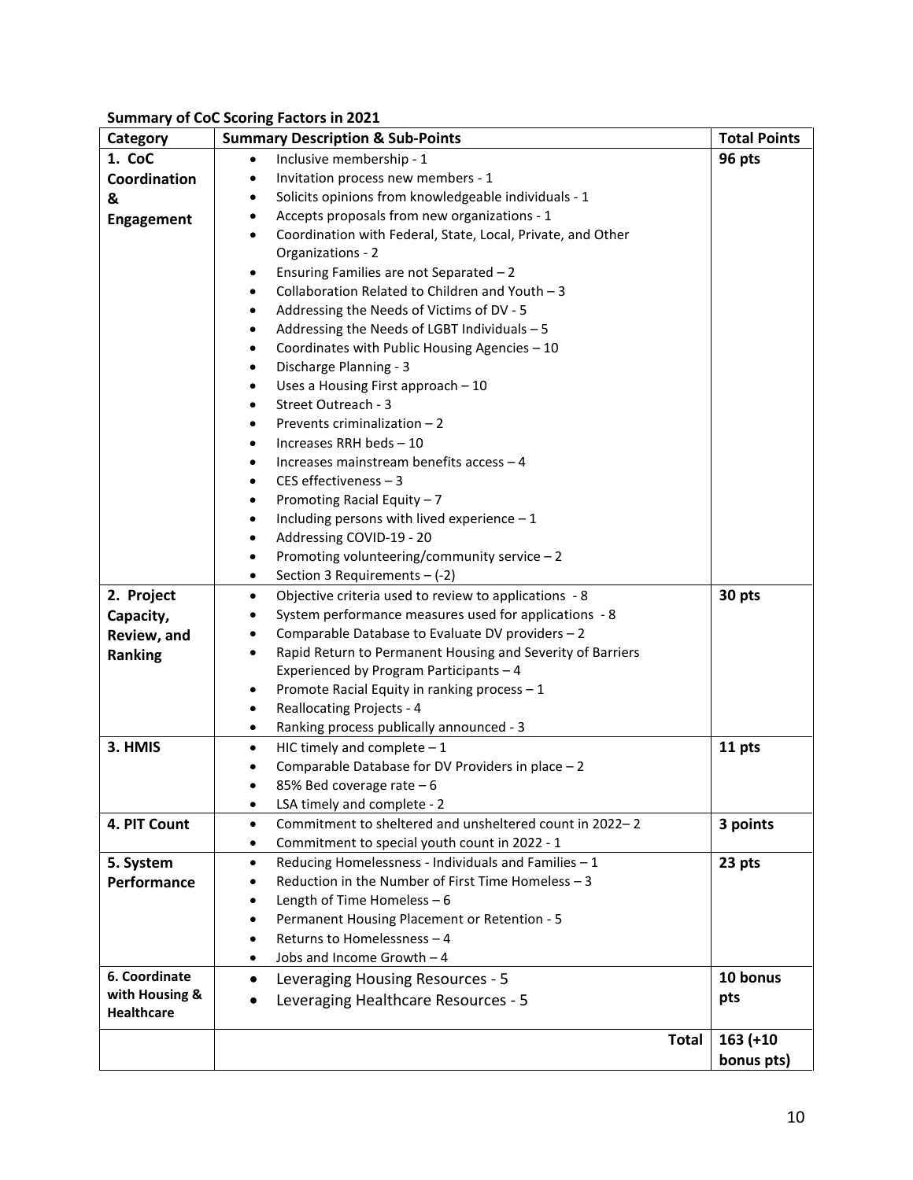**Summary of CoC Scoring Factors in 2021**

| Category | Summary Description & Sub-Points | Total Points |
|---|---|---|
| **1. CoC Coordination & Engagement** | • Inclusive membership - 1<br>• Invitation process new members - 1<br>• Solicits opinions from knowledgeable individuals - 1<br>• Accepts proposals from new organizations - 1<br>• Coordination with Federal, State, Local, Private, and Other Organizations - 2<br>• Ensuring Families are not Separated – 2<br>• Collaboration Related to Children and Youth – 3<br>• Addressing the Needs of Victims of DV - 5<br>• Addressing the Needs of LGBT Individuals – 5<br>• Coordinates with Public Housing Agencies – 10<br>• Discharge Planning - 3<br>• Uses a Housing First approach – 10<br>• Street Outreach - 3<br>• Prevents criminalization – 2<br>• Increases RRH beds – 10<br>• Increases mainstream benefits access – 4<br>• CES effectiveness – 3<br>• Promoting Racial Equity – 7<br>• Including persons with lived experience – 1<br>• Addressing COVID-19 - 20<br>• Promoting volunteering/community service – 2<br>• Section 3 Requirements – (-2) | **96 pts** |
| **2. Project Capacity, Review, and Ranking** | • Objective criteria used to review to applications - 8<br>• System performance measures used for applications - 8<br>• Comparable Database to Evaluate DV providers – 2<br>• Rapid Return to Permanent Housing and Severity of Barriers Experienced by Program Participants – 4<br>• Promote Racial Equity in ranking process – 1<br>• Reallocating Projects - 4<br>• Ranking process publically announced - 3 | **30 pts** |
| **3. HMIS** | • HIC timely and complete – 1<br>• Comparable Database for DV Providers in place – 2<br>• 85% Bed coverage rate – 6<br>• LSA timely and complete - 2 | **11 pts** |
| **4. PIT Count** | • Commitment to sheltered and unsheltered count in 2022– 2<br>• Commitment to special youth count in 2022 - 1 | **3 points** |
| **5. System Performance** | • Reducing Homelessness - Individuals and Families – 1<br>• Reduction in the Number of First Time Homeless – 3<br>• Length of Time Homeless – 6<br>• Permanent Housing Placement or Retention - 5<br>• Returns to Homelessness – 4<br>• Jobs and Income Growth – 4 | **23 pts** |
| **6. Coordinate with Housing & Healthcare** | • Leveraging Housing Resources - 5<br>• Leveraging Healthcare Resources - 5 | **10 bonus pts** |
| | **Total** | **163 (+10 bonus pts)** |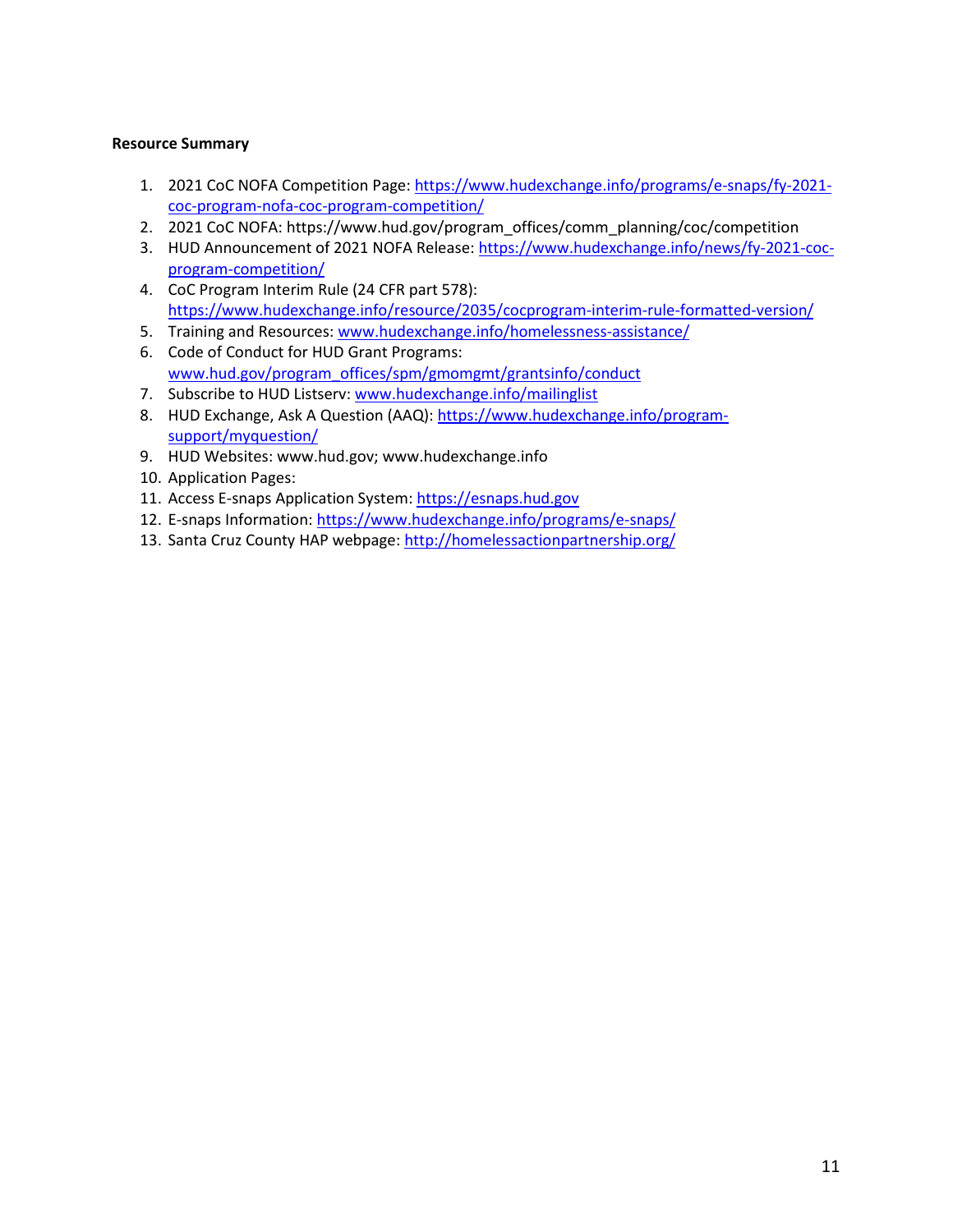**Resource Summary**

1. 2021 CoC NOFA Competition Page: https://www.hudexchange.info/programs/e-snaps/fy-2021-coc-program-nofa-coc-program-competition/
2. 2021 CoC NOFA: https://www.hud.gov/program_offices/comm_planning/coc/competition
3. HUD Announcement of 2021 NOFA Release: https://www.hudexchange.info/news/fy-2021-coc-program-competition/
4. CoC Program Interim Rule (24 CFR part 578): https://www.hudexchange.info/resource/2035/cocprogram-interim-rule-formatted-version/
5. Training and Resources: www.hudexchange.info/homelessness-assistance/
6. Code of Conduct for HUD Grant Programs: www.hud.gov/program_offices/spm/gmomgmt/grantsinfo/conduct
7. Subscribe to HUD Listserv: www.hudexchange.info/mailinglist
8. HUD Exchange, Ask A Question (AAQ): https://www.hudexchange.info/program-support/myquestion/
9. HUD Websites: www.hud.gov; www.hudexchange.info
10. Application Pages:
11. Access E-snaps Application System: https://esnaps.hud.gov
12. E-snaps Information: https://www.hudexchange.info/programs/e-snaps/
13. Santa Cruz County HAP webpage: http://homelessactionpartnership.org/